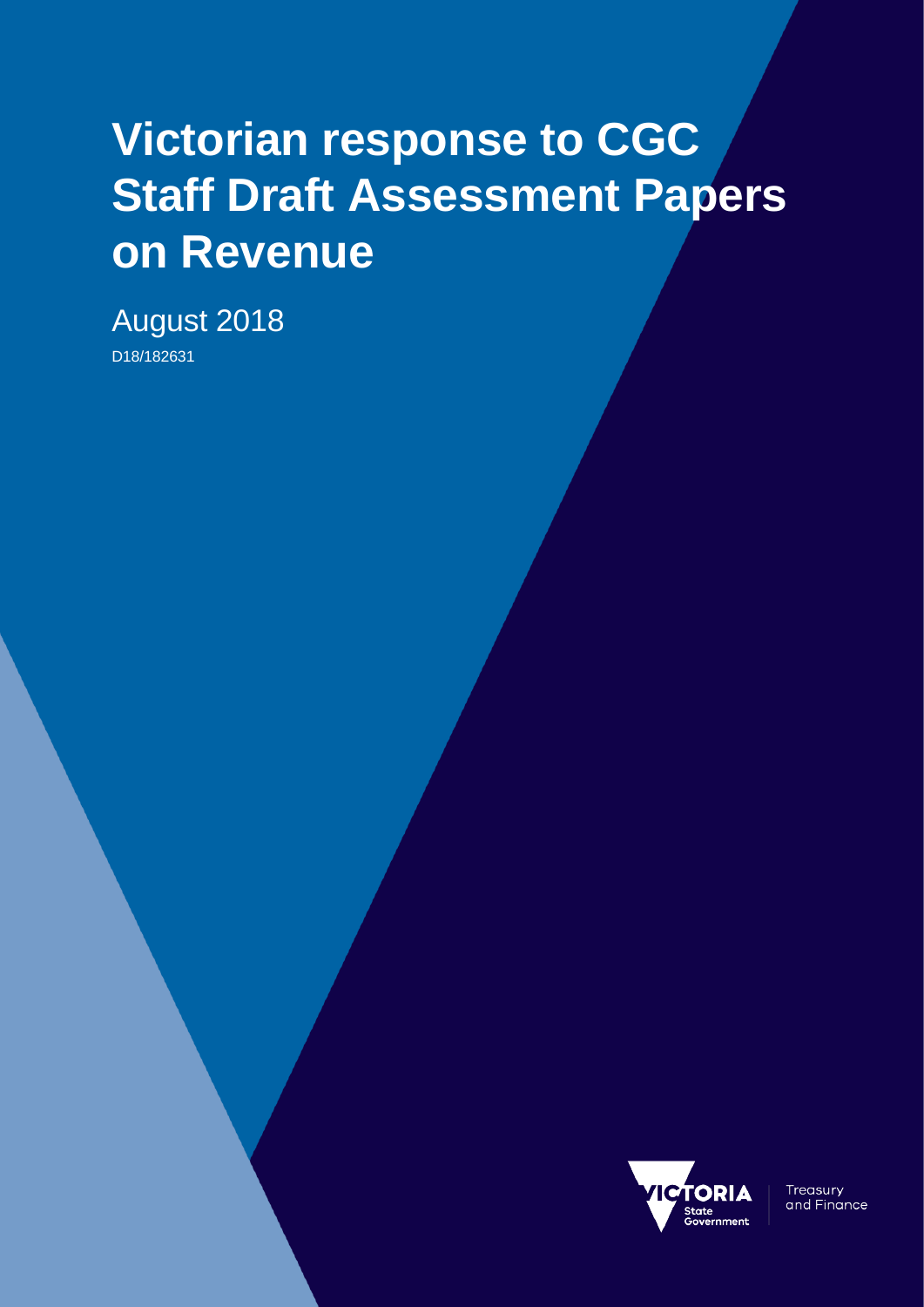# Victorian response to CGC Staff Draft Assessment Papers on Revenue

August 2018

D18/182631

Treasury and Finance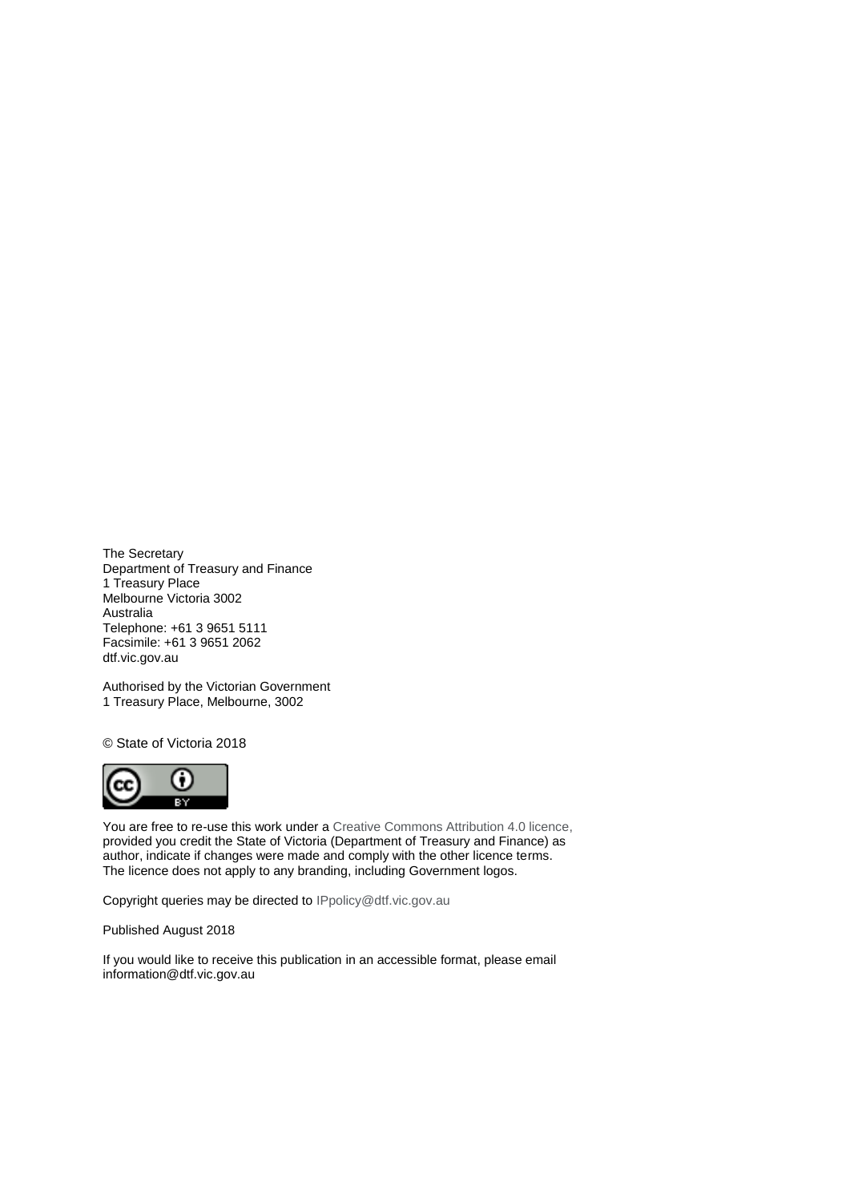The Secretary
Department of Treasury and Finance
1 Treasury Place
Melbourne Victoria 3002
Australia
Telephone: +61 3 9651 5111
Facsimile: +61 3 9651 2062
dtf.vic.gov.au

Authorised by the Victorian Government
1 Treasury Place, Melbourne, 3002

© State of Victoria 2018

You are free to re-use this work under a Creative Commons Attribution 4.0 licence, provided you credit the State of Victoria (Department of Treasury and Finance) as author, indicate if changes were made and comply with the other licence terms. The licence does not apply to any branding, including Government logos.

Copyright queries may be directed to IPpolicy@dtf.vic.gov.au

Published August 2018

If you would like to receive this publication in an accessible format, please email information@dtf.vic.gov.au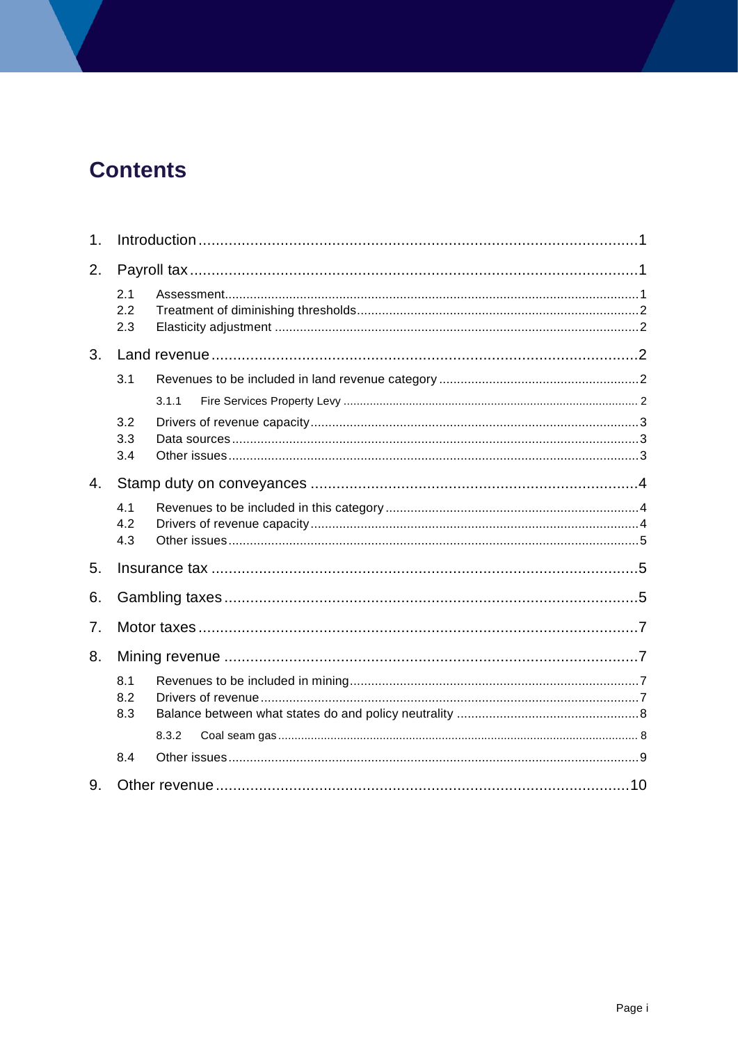# Contents

1. Introduction ........................................................................................................ 1
2. Payroll tax ........................................................................................................ 1
    - 2.1 Assessment ........................................................................................................ 1
    - 2.2 Treatment of diminishing thresholds ........................................................................................................ 2
    - 2.3 Elasticity adjustment ........................................................................................................ 2
3. Land revenue ........................................................................................................ 2
    - 3.1 Revenues to be included in land revenue category ........................................................................................................ 2
        - 3.1.1 Fire Services Property Levy ........................................................................................................ 2
    - 3.2 Drivers of revenue capacity ........................................................................................................ 3
    - 3.3 Data sources ........................................................................................................ 3
    - 3.4 Other issues ........................................................................................................ 3
4. Stamp duty on conveyances ........................................................................................................ 4
    - 4.1 Revenues to be included in this category ........................................................................................................ 4
    - 4.2 Drivers of revenue capacity ........................................................................................................ 4
    - 4.3 Other issues ........................................................................................................ 5
5. Insurance tax ........................................................................................................ 5
6. Gambling taxes ........................................................................................................ 5
7. Motor taxes ........................................................................................................ 7
8. Mining revenue ........................................................................................................ 7
    - 8.1 Revenues to be included in mining ........................................................................................................ 7
    - 8.2 Drivers of revenue ........................................................................................................ 7
    - 8.3 Balance between what states do and policy neutrality ........................................................................................................ 8
        - 8.3.2 Coal seam gas ........................................................................................................ 8
    - 8.4 Other issues ........................................................................................................ 9
9. Other revenue ........................................................................................................ 10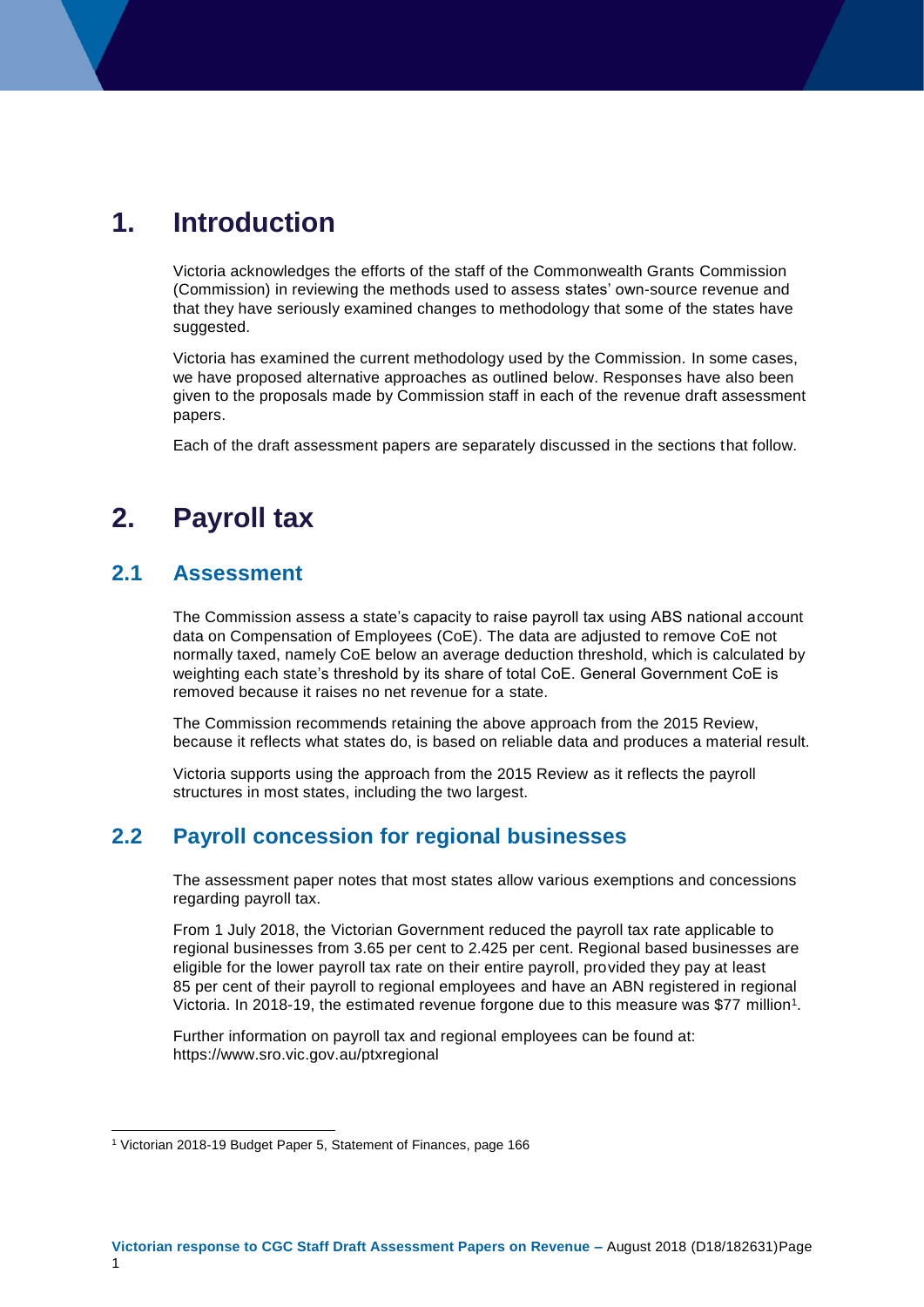# 1. Introduction

Victoria acknowledges the efforts of the staff of the Commonwealth Grants Commission (Commission) in reviewing the methods used to assess states' own-source revenue and that they have seriously examined changes to methodology that some of the states have suggested.

Victoria has examined the current methodology used by the Commission. In some cases, we have proposed alternative approaches as outlined below. Responses have also been given to the proposals made by Commission staff in each of the revenue draft assessment papers.

Each of the draft assessment papers are separately discussed in the sections that follow.

# 2. Payroll tax

## 2.1 Assessment

The Commission assess a state's capacity to raise payroll tax using ABS national account data on Compensation of Employees (CoE). The data are adjusted to remove CoE not normally taxed, namely CoE below an average deduction threshold, which is calculated by weighting each state's threshold by its share of total CoE. General Government CoE is removed because it raises no net revenue for a state.

The Commission recommends retaining the above approach from the 2015 Review, because it reflects what states do, is based on reliable data and produces a material result.

Victoria supports using the approach from the 2015 Review as it reflects the payroll structures in most states, including the two largest.

## 2.2 Payroll concession for regional businesses

The assessment paper notes that most states allow various exemptions and concessions regarding payroll tax.

From 1 July 2018, the Victorian Government reduced the payroll tax rate applicable to regional businesses from 3.65 per cent to 2.425 per cent. Regional based businesses are eligible for the lower payroll tax rate on their entire payroll, provided they pay at least 85 per cent of their payroll to regional employees and have an ABN registered in regional Victoria. In 2018-19, the estimated revenue forgone due to this measure was $77 million[1].

Further information on payroll tax and regional employees can be found at: https://www.sro.vic.gov.au/ptxregional

[1] Victorian 2018-19 Budget Paper 5, Statement of Finances, page 166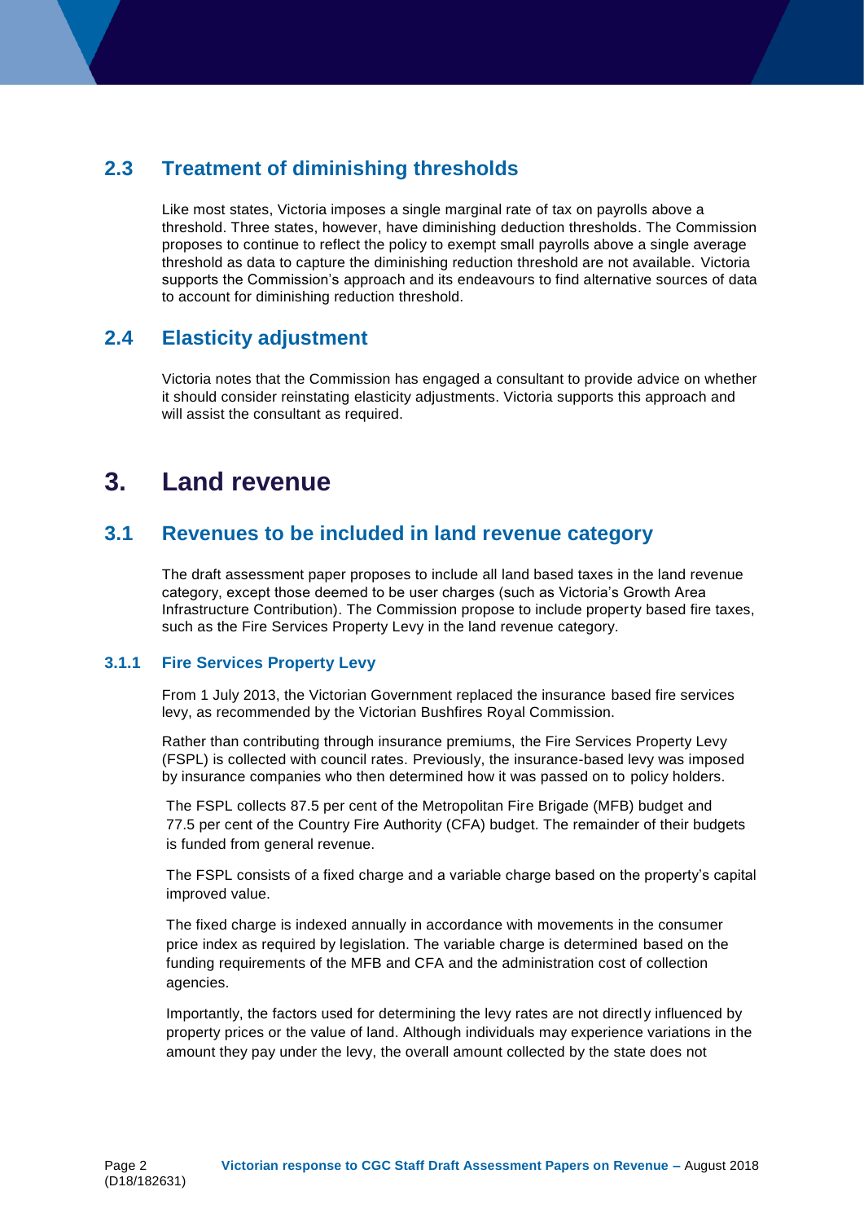## 2.3 Treatment of diminishing thresholds

Like most states, Victoria imposes a single marginal rate of tax on payrolls above a threshold. Three states, however, have diminishing deduction thresholds. The Commission proposes to continue to reflect the policy to exempt small payrolls above a single average threshold as data to capture the diminishing reduction threshold are not available. Victoria supports the Commission's approach and its endeavours to find alternative sources of data to account for diminishing reduction threshold.

## 2.4 Elasticity adjustment

Victoria notes that the Commission has engaged a consultant to provide advice on whether it should consider reinstating elasticity adjustments. Victoria supports this approach and will assist the consultant as required.

# 3. Land revenue

## 3.1 Revenues to be included in land revenue category

The draft assessment paper proposes to include all land based taxes in the land revenue category, except those deemed to be user charges (such as Victoria's Growth Area Infrastructure Contribution). The Commission propose to include property based fire taxes, such as the Fire Services Property Levy in the land revenue category.

### 3.1.1 Fire Services Property Levy

From 1 July 2013, the Victorian Government replaced the insurance based fire services levy, as recommended by the Victorian Bushfires Royal Commission.

Rather than contributing through insurance premiums, the Fire Services Property Levy (FSPL) is collected with council rates. Previously, the insurance-based levy was imposed by insurance companies who then determined how it was passed on to policy holders.

The FSPL collects 87.5 per cent of the Metropolitan Fire Brigade (MFB) budget and 77.5 per cent of the Country Fire Authority (CFA) budget. The remainder of their budgets is funded from general revenue.

The FSPL consists of a fixed charge and a variable charge based on the property's capital improved value.

The fixed charge is indexed annually in accordance with movements in the consumer price index as required by legislation. The variable charge is determined based on the funding requirements of the MFB and CFA and the administration cost of collection agencies.

Importantly, the factors used for determining the levy rates are not directly influenced by property prices or the value of land. Although individuals may experience variations in the amount they pay under the levy, the overall amount collected by the state does not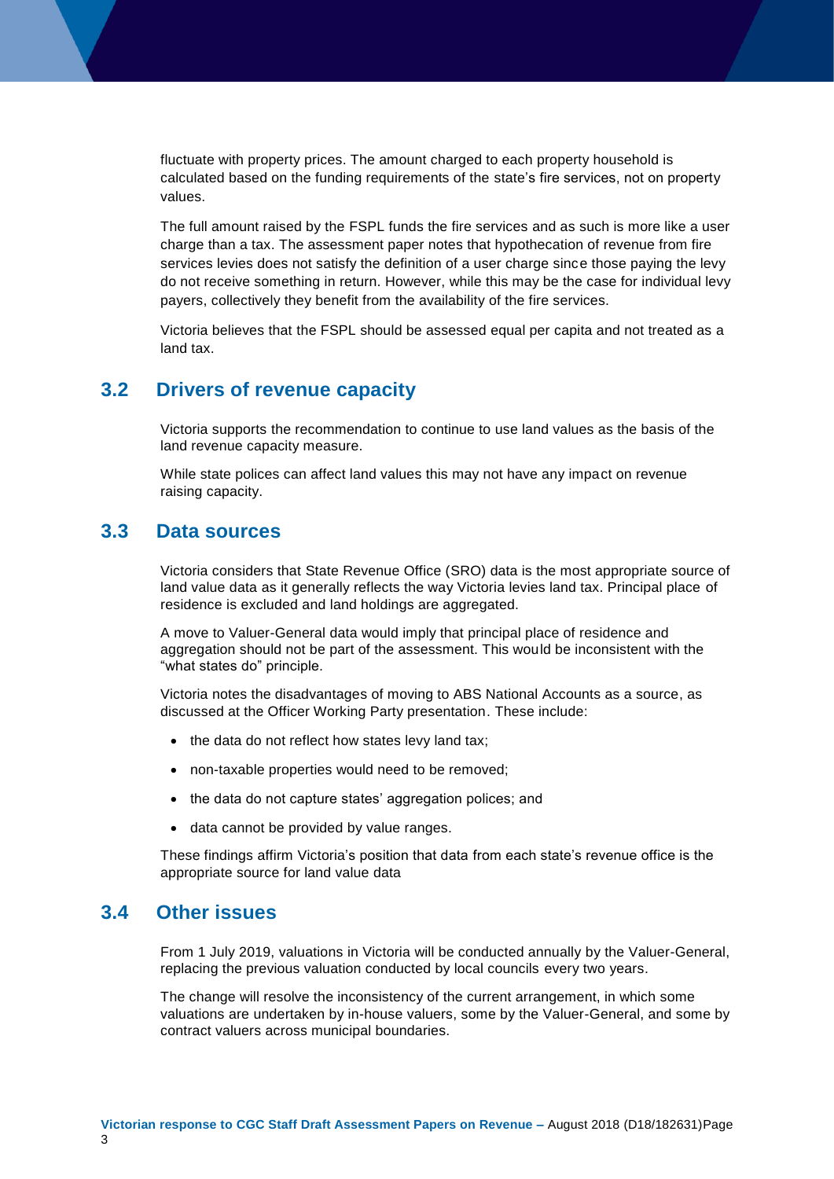fluctuate with property prices. The amount charged to each property household is calculated based on the funding requirements of the state's fire services, not on property values.

The full amount raised by the FSPL funds the fire services and as such is more like a user charge than a tax. The assessment paper notes that hypothecation of revenue from fire services levies does not satisfy the definition of a user charge since those paying the levy do not receive something in return. However, while this may be the case for individual levy payers, collectively they benefit from the availability of the fire services.

Victoria believes that the FSPL should be assessed equal per capita and not treated as a land tax.

## 3.2 Drivers of revenue capacity

Victoria supports the recommendation to continue to use land values as the basis of the land revenue capacity measure.

While state polices can affect land values this may not have any impact on revenue raising capacity.

## 3.3 Data sources

Victoria considers that State Revenue Office (SRO) data is the most appropriate source of land value data as it generally reflects the way Victoria levies land tax. Principal place of residence is excluded and land holdings are aggregated.

A move to Valuer-General data would imply that principal place of residence and aggregation should not be part of the assessment. This would be inconsistent with the "what states do" principle.

Victoria notes the disadvantages of moving to ABS National Accounts as a source, as discussed at the Officer Working Party presentation. These include:

- the data do not reflect how states levy land tax;
- non-taxable properties would need to be removed;
- the data do not capture states' aggregation polices; and
- data cannot be provided by value ranges.

These findings affirm Victoria's position that data from each state's revenue office is the appropriate source for land value data

## 3.4 Other issues

From 1 July 2019, valuations in Victoria will be conducted annually by the Valuer-General, replacing the previous valuation conducted by local councils every two years.

The change will resolve the inconsistency of the current arrangement, in which some valuations are undertaken by in-house valuers, some by the Valuer-General, and some by contract valuers across municipal boundaries.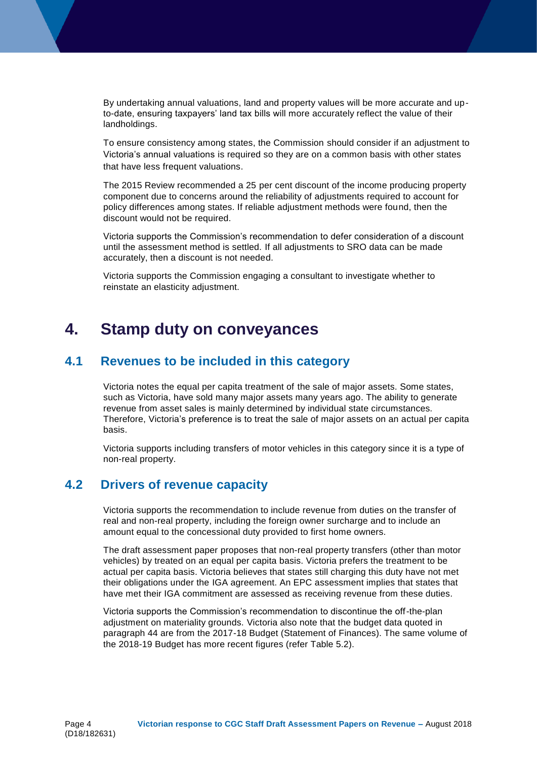By undertaking annual valuations, land and property values will be more accurate and up-to-date, ensuring taxpayers' land tax bills will more accurately reflect the value of their landholdings.

To ensure consistency among states, the Commission should consider if an adjustment to Victoria's annual valuations is required so they are on a common basis with other states that have less frequent valuations.

The 2015 Review recommended a 25 per cent discount of the income producing property component due to concerns around the reliability of adjustments required to account for policy differences among states. If reliable adjustment methods were found, then the discount would not be required.

Victoria supports the Commission's recommendation to defer consideration of a discount until the assessment method is settled. If all adjustments to SRO data can be made accurately, then a discount is not needed.

Victoria supports the Commission engaging a consultant to investigate whether to reinstate an elasticity adjustment.

# 4. Stamp duty on conveyances

## 4.1 Revenues to be included in this category

Victoria notes the equal per capita treatment of the sale of major assets. Some states, such as Victoria, have sold many major assets many years ago. The ability to generate revenue from asset sales is mainly determined by individual state circumstances. Therefore, Victoria's preference is to treat the sale of major assets on an actual per capita basis.

Victoria supports including transfers of motor vehicles in this category since it is a type of non-real property.

## 4.2 Drivers of revenue capacity

Victoria supports the recommendation to include revenue from duties on the transfer of real and non-real property, including the foreign owner surcharge and to include an amount equal to the concessional duty provided to first home owners.

The draft assessment paper proposes that non-real property transfers (other than motor vehicles) by treated on an equal per capita basis. Victoria prefers the treatment to be actual per capita basis. Victoria believes that states still charging this duty have not met their obligations under the IGA agreement. An EPC assessment implies that states that have met their IGA commitment are assessed as receiving revenue from these duties.

Victoria supports the Commission's recommendation to discontinue the off-the-plan adjustment on materiality grounds. Victoria also note that the budget data quoted in paragraph 44 are from the 2017-18 Budget (Statement of Finances). The same volume of the 2018-19 Budget has more recent figures (refer Table 5.2).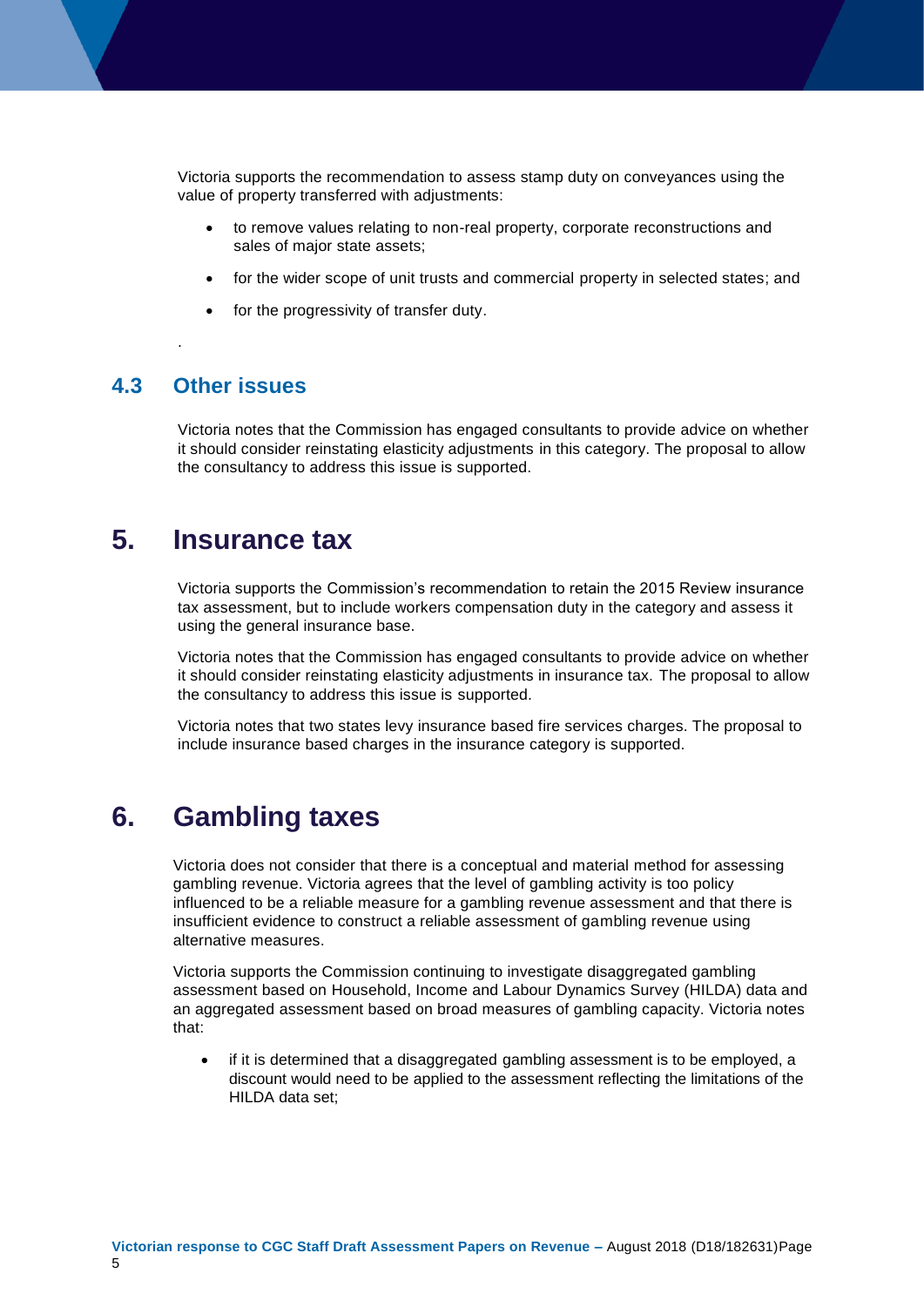Victoria supports the recommendation to assess stamp duty on conveyances using the value of property transferred with adjustments:

- to remove values relating to non-real property, corporate reconstructions and sales of major state assets;
- for the wider scope of unit trusts and commercial property in selected states; and
- for the progressivity of transfer duty.

.

### 4.3 Other issues

Victoria notes that the Commission has engaged consultants to provide advice on whether it should consider reinstating elasticity adjustments in this category. The proposal to allow the consultancy to address this issue is supported.

## 5. Insurance tax

Victoria supports the Commission's recommendation to retain the 2015 Review insurance tax assessment, but to include workers compensation duty in the category and assess it using the general insurance base.

Victoria notes that the Commission has engaged consultants to provide advice on whether it should consider reinstating elasticity adjustments in insurance tax. The proposal to allow the consultancy to address this issue is supported.

Victoria notes that two states levy insurance based fire services charges. The proposal to include insurance based charges in the insurance category is supported.

## 6. Gambling taxes

Victoria does not consider that there is a conceptual and material method for assessing gambling revenue. Victoria agrees that the level of gambling activity is too policy influenced to be a reliable measure for a gambling revenue assessment and that there is insufficient evidence to construct a reliable assessment of gambling revenue using alternative measures.

Victoria supports the Commission continuing to investigate disaggregated gambling assessment based on Household, Income and Labour Dynamics Survey (HILDA) data and an aggregated assessment based on broad measures of gambling capacity. Victoria notes that:

- if it is determined that a disaggregated gambling assessment is to be employed, a discount would need to be applied to the assessment reflecting the limitations of the HILDA data set;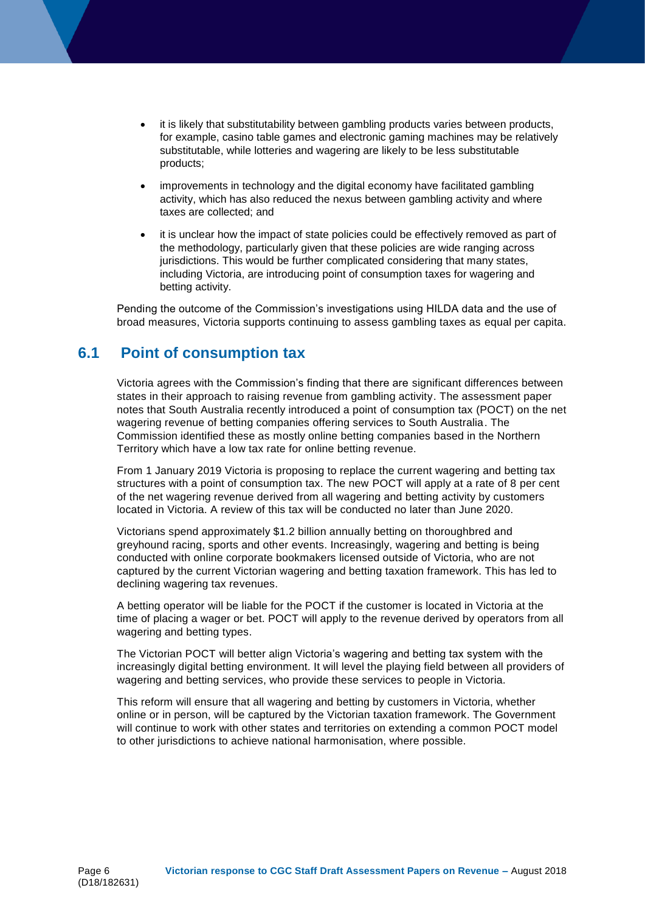- it is likely that substitutability between gambling products varies between products, for example, casino table games and electronic gaming machines may be relatively substitutable, while lotteries and wagering are likely to be less substitutable products;
- improvements in technology and the digital economy have facilitated gambling activity, which has also reduced the nexus between gambling activity and where taxes are collected; and
- it is unclear how the impact of state policies could be effectively removed as part of the methodology, particularly given that these policies are wide ranging across jurisdictions. This would be further complicated considering that many states, including Victoria, are introducing point of consumption taxes for wagering and betting activity.

Pending the outcome of the Commission's investigations using HILDA data and the use of broad measures, Victoria supports continuing to assess gambling taxes as equal per capita.

## 6.1 Point of consumption tax

Victoria agrees with the Commission's finding that there are significant differences between states in their approach to raising revenue from gambling activity. The assessment paper notes that South Australia recently introduced a point of consumption tax (POCT) on the net wagering revenue of betting companies offering services to South Australia. The Commission identified these as mostly online betting companies based in the Northern Territory which have a low tax rate for online betting revenue.

From 1 January 2019 Victoria is proposing to replace the current wagering and betting tax structures with a point of consumption tax. The new POCT will apply at a rate of 8 per cent of the net wagering revenue derived from all wagering and betting activity by customers located in Victoria. A review of this tax will be conducted no later than June 2020.

Victorians spend approximately $1.2 billion annually betting on thoroughbred and greyhound racing, sports and other events. Increasingly, wagering and betting is being conducted with online corporate bookmakers licensed outside of Victoria, who are not captured by the current Victorian wagering and betting taxation framework. This has led to declining wagering tax revenues.

A betting operator will be liable for the POCT if the customer is located in Victoria at the time of placing a wager or bet. POCT will apply to the revenue derived by operators from all wagering and betting types.

The Victorian POCT will better align Victoria's wagering and betting tax system with the increasingly digital betting environment. It will level the playing field between all providers of wagering and betting services, who provide these services to people in Victoria.

This reform will ensure that all wagering and betting by customers in Victoria, whether online or in person, will be captured by the Victorian taxation framework. The Government will continue to work with other states and territories on extending a common POCT model to other jurisdictions to achieve national harmonisation, where possible.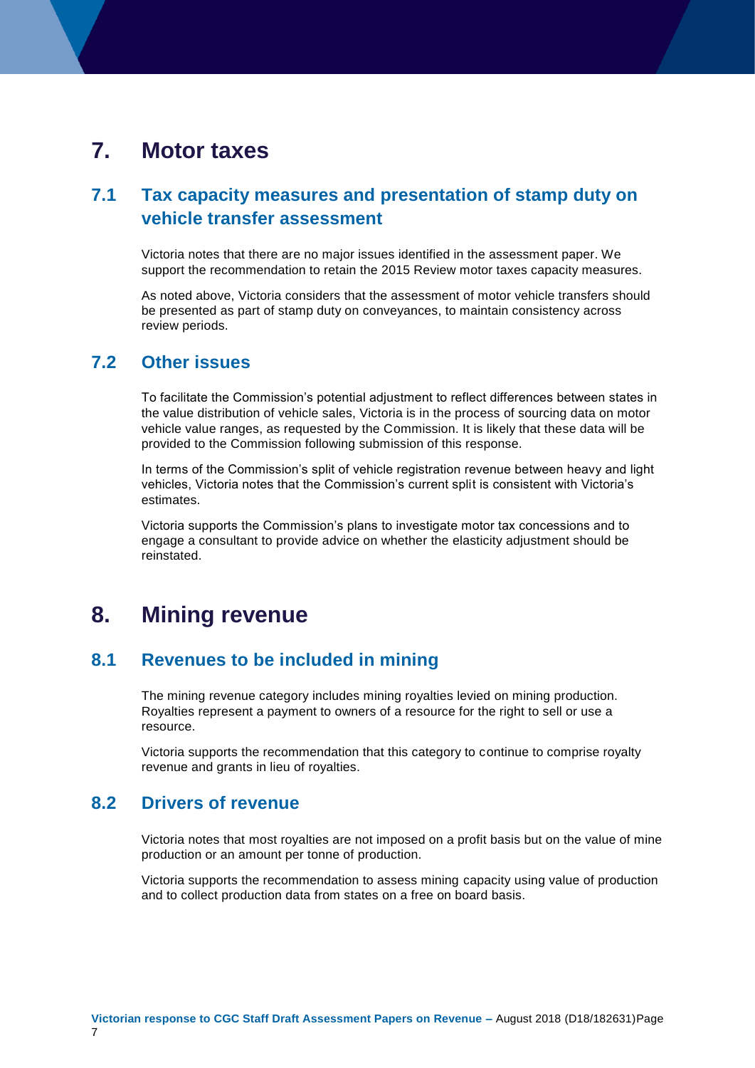# 7. Motor taxes

## 7.1 Tax capacity measures and presentation of stamp duty on vehicle transfer assessment

Victoria notes that there are no major issues identified in the assessment paper. We support the recommendation to retain the 2015 Review motor taxes capacity measures.

As noted above, Victoria considers that the assessment of motor vehicle transfers should be presented as part of stamp duty on conveyances, to maintain consistency across review periods.

## 7.2 Other issues

To facilitate the Commission's potential adjustment to reflect differences between states in the value distribution of vehicle sales, Victoria is in the process of sourcing data on motor vehicle value ranges, as requested by the Commission. It is likely that these data will be provided to the Commission following submission of this response.

In terms of the Commission's split of vehicle registration revenue between heavy and light vehicles, Victoria notes that the Commission's current split is consistent with Victoria's estimates.

Victoria supports the Commission's plans to investigate motor tax concessions and to engage a consultant to provide advice on whether the elasticity adjustment should be reinstated.

# 8. Mining revenue

## 8.1 Revenues to be included in mining

The mining revenue category includes mining royalties levied on mining production. Royalties represent a payment to owners of a resource for the right to sell or use a resource.

Victoria supports the recommendation that this category to continue to comprise royalty revenue and grants in lieu of royalties.

## 8.2 Drivers of revenue

Victoria notes that most royalties are not imposed on a profit basis but on the value of mine production or an amount per tonne of production.

Victoria supports the recommendation to assess mining capacity using value of production and to collect production data from states on a free on board basis.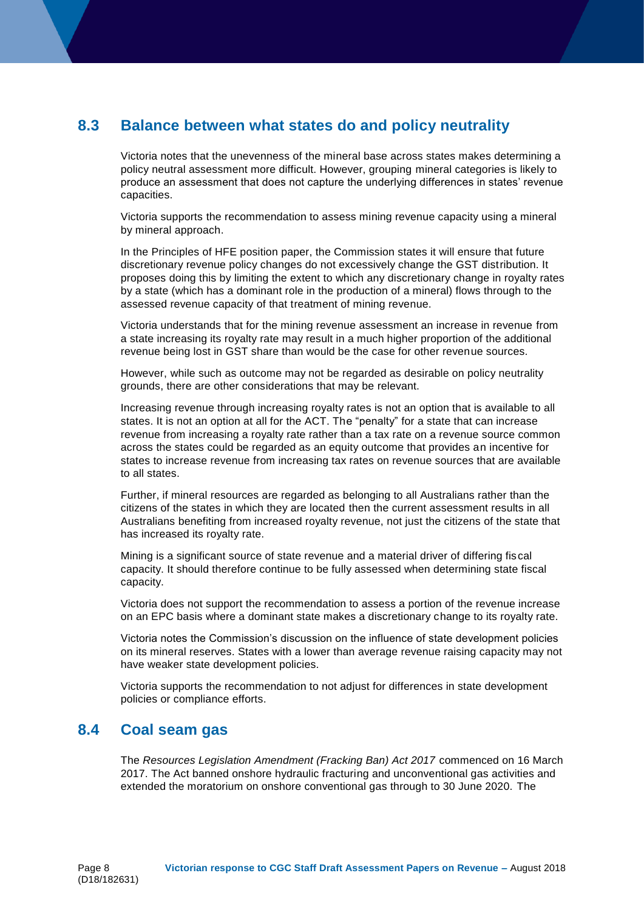## 8.3 Balance between what states do and policy neutrality

Victoria notes that the unevenness of the mineral base across states makes determining a policy neutral assessment more difficult. However, grouping mineral categories is likely to produce an assessment that does not capture the underlying differences in states' revenue capacities.

Victoria supports the recommendation to assess mining revenue capacity using a mineral by mineral approach.

In the Principles of HFE position paper, the Commission states it will ensure that future discretionary revenue policy changes do not excessively change the GST distribution. It proposes doing this by limiting the extent to which any discretionary change in royalty rates by a state (which has a dominant role in the production of a mineral) flows through to the assessed revenue capacity of that treatment of mining revenue.

Victoria understands that for the mining revenue assessment an increase in revenue from a state increasing its royalty rate may result in a much higher proportion of the additional revenue being lost in GST share than would be the case for other revenue sources.

However, while such as outcome may not be regarded as desirable on policy neutrality grounds, there are other considerations that may be relevant.

Increasing revenue through increasing royalty rates is not an option that is available to all states. It is not an option at all for the ACT. The "penalty" for a state that can increase revenue from increasing a royalty rate rather than a tax rate on a revenue source common across the states could be regarded as an equity outcome that provides an incentive for states to increase revenue from increasing tax rates on revenue sources that are available to all states.

Further, if mineral resources are regarded as belonging to all Australians rather than the citizens of the states in which they are located then the current assessment results in all Australians benefiting from increased royalty revenue, not just the citizens of the state that has increased its royalty rate.

Mining is a significant source of state revenue and a material driver of differing fiscal capacity. It should therefore continue to be fully assessed when determining state fiscal capacity.

Victoria does not support the recommendation to assess a portion of the revenue increase on an EPC basis where a dominant state makes a discretionary change to its royalty rate.

Victoria notes the Commission's discussion on the influence of state development policies on its mineral reserves. States with a lower than average revenue raising capacity may not have weaker state development policies.

Victoria supports the recommendation to not adjust for differences in state development policies or compliance efforts.

## 8.4 Coal seam gas

The *Resources Legislation Amendment (Fracking Ban) Act 2017* commenced on 16 March 2017. The Act banned onshore hydraulic fracturing and unconventional gas activities and extended the moratorium on onshore conventional gas through to 30 June 2020. The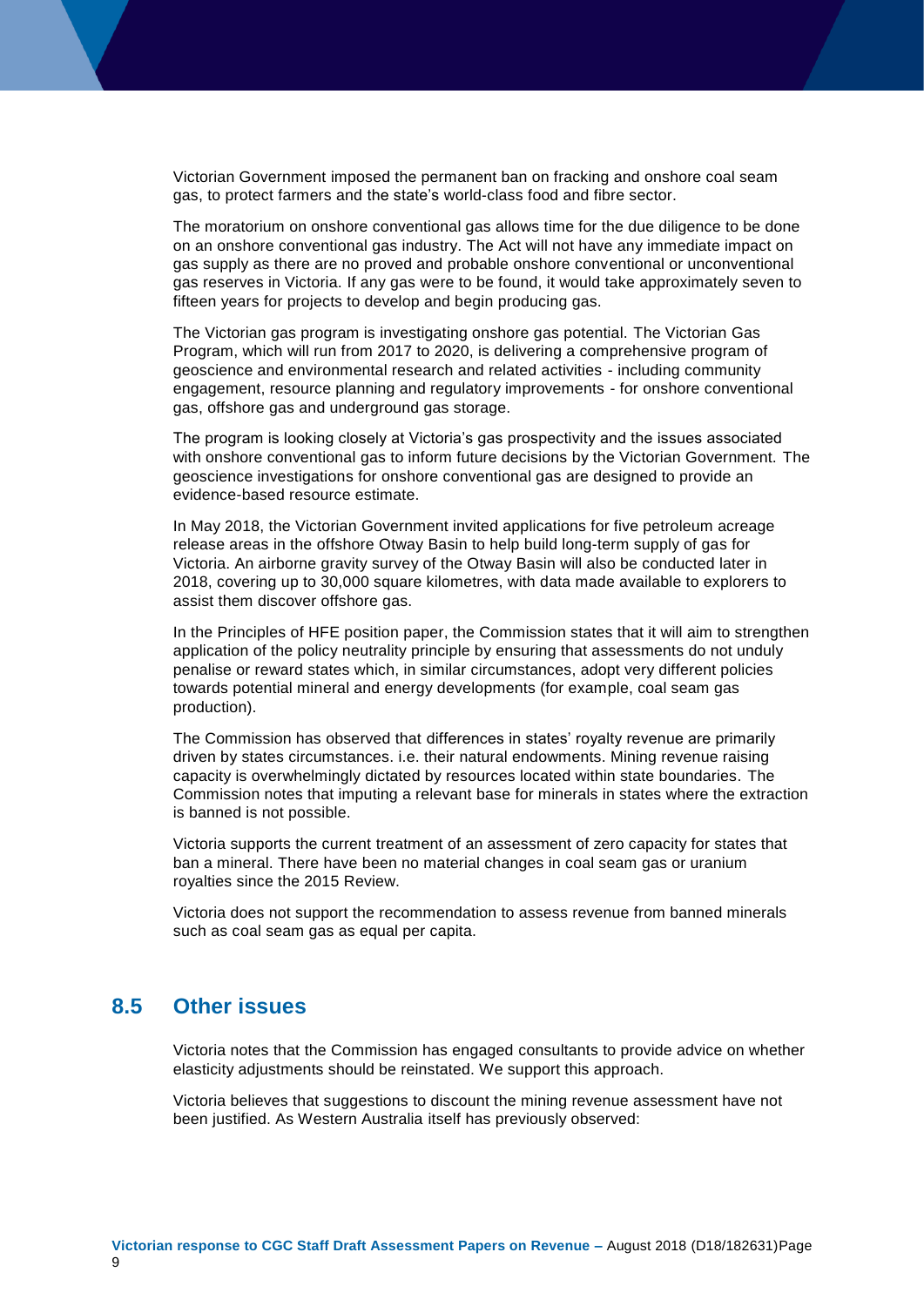Victorian Government imposed the permanent ban on fracking and onshore coal seam gas, to protect farmers and the state's world-class food and fibre sector.

The moratorium on onshore conventional gas allows time for the due diligence to be done on an onshore conventional gas industry. The Act will not have any immediate impact on gas supply as there are no proved and probable onshore conventional or unconventional gas reserves in Victoria. If any gas were to be found, it would take approximately seven to fifteen years for projects to develop and begin producing gas.

The Victorian gas program is investigating onshore gas potential. The Victorian Gas Program, which will run from 2017 to 2020, is delivering a comprehensive program of geoscience and environmental research and related activities - including community engagement, resource planning and regulatory improvements - for onshore conventional gas, offshore gas and underground gas storage.

The program is looking closely at Victoria's gas prospectivity and the issues associated with onshore conventional gas to inform future decisions by the Victorian Government. The geoscience investigations for onshore conventional gas are designed to provide an evidence-based resource estimate.

In May 2018, the Victorian Government invited applications for five petroleum acreage release areas in the offshore Otway Basin to help build long-term supply of gas for Victoria. An airborne gravity survey of the Otway Basin will also be conducted later in 2018, covering up to 30,000 square kilometres, with data made available to explorers to assist them discover offshore gas.

In the Principles of HFE position paper, the Commission states that it will aim to strengthen application of the policy neutrality principle by ensuring that assessments do not unduly penalise or reward states which, in similar circumstances, adopt very different policies towards potential mineral and energy developments (for example, coal seam gas production).

The Commission has observed that differences in states' royalty revenue are primarily driven by states circumstances. i.e. their natural endowments. Mining revenue raising capacity is overwhelmingly dictated by resources located within state boundaries. The Commission notes that imputing a relevant base for minerals in states where the extraction is banned is not possible.

Victoria supports the current treatment of an assessment of zero capacity for states that ban a mineral. There have been no material changes in coal seam gas or uranium royalties since the 2015 Review.

Victoria does not support the recommendation to assess revenue from banned minerals such as coal seam gas as equal per capita.

## 8.5 Other issues

Victoria notes that the Commission has engaged consultants to provide advice on whether elasticity adjustments should be reinstated. We support this approach.

Victoria believes that suggestions to discount the mining revenue assessment have not been justified. As Western Australia itself has previously observed: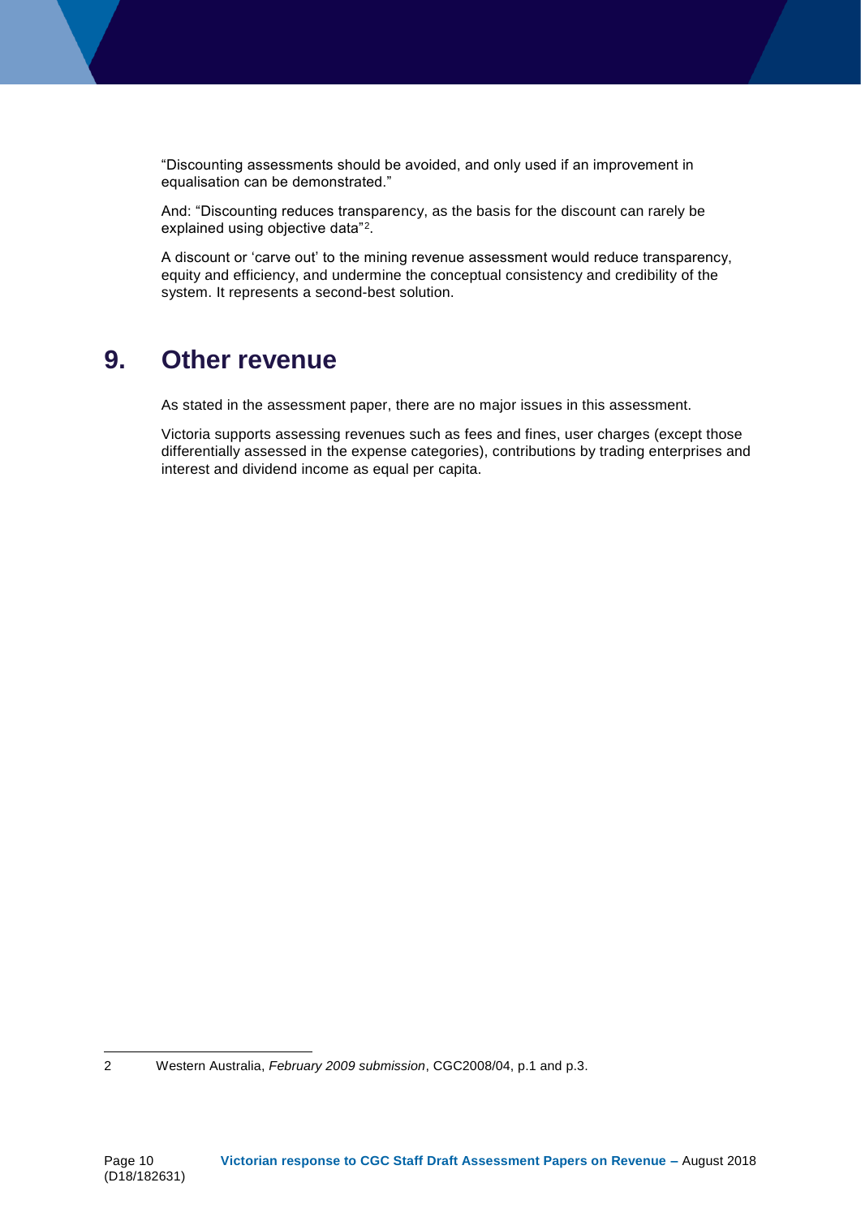"Discounting assessments should be avoided, and only used if an improvement in equalisation can be demonstrated."

And: "Discounting reduces transparency, as the basis for the discount can rarely be explained using objective data"[2].

A discount or 'carve out' to the mining revenue assessment would reduce transparency, equity and efficiency, and undermine the conceptual consistency and credibility of the system. It represents a second-best solution.

# 9. Other revenue

As stated in the assessment paper, there are no major issues in this assessment.

Victoria supports assessing revenues such as fees and fines, user charges (except those differentially assessed in the expense categories), contributions by trading enterprises and interest and dividend income as equal per capita.

---

2 Western Australia, *February 2009 submission*, CGC2008/04, p.1 and p.3.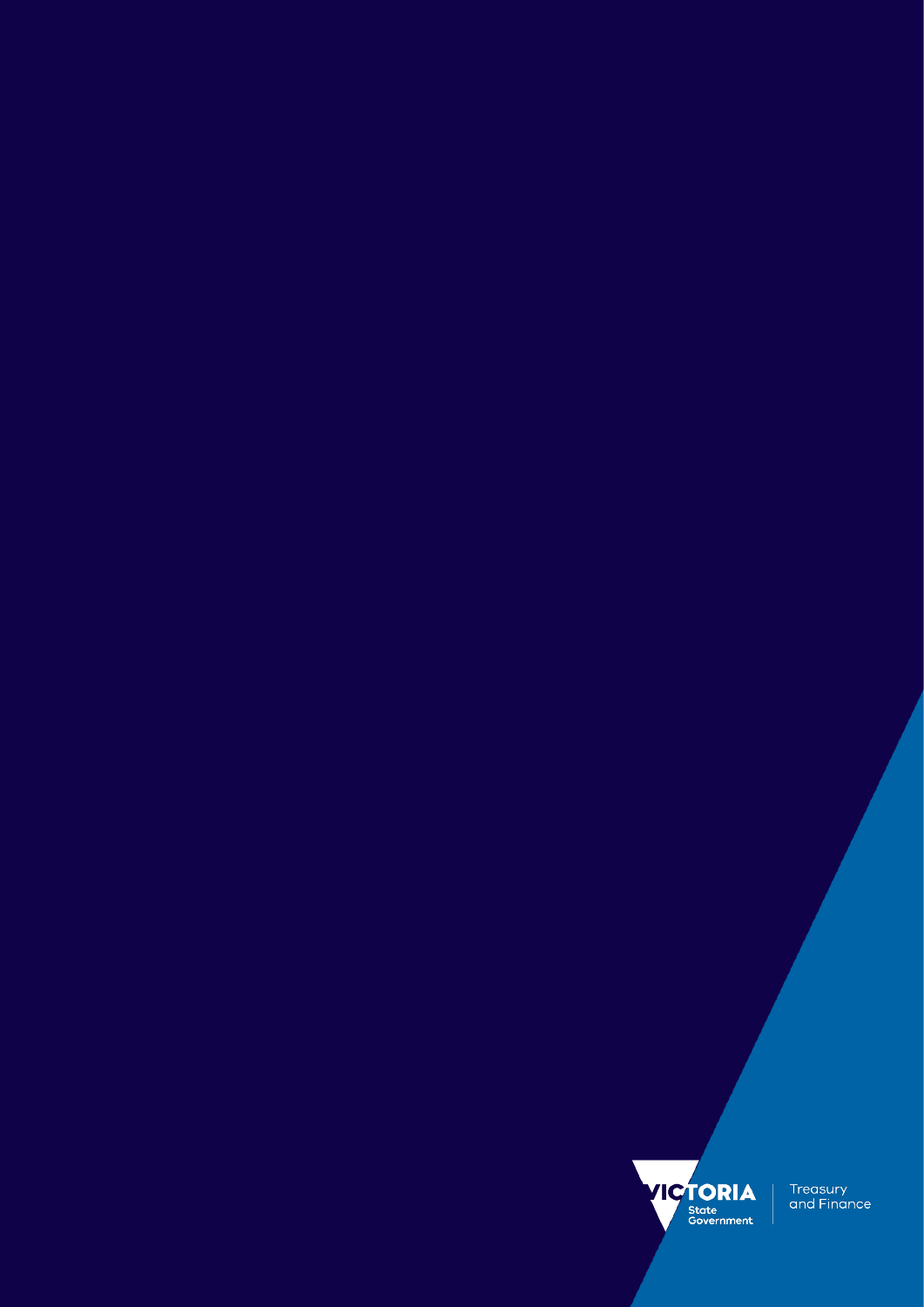VICTORIA State Government

Treasury and Finance